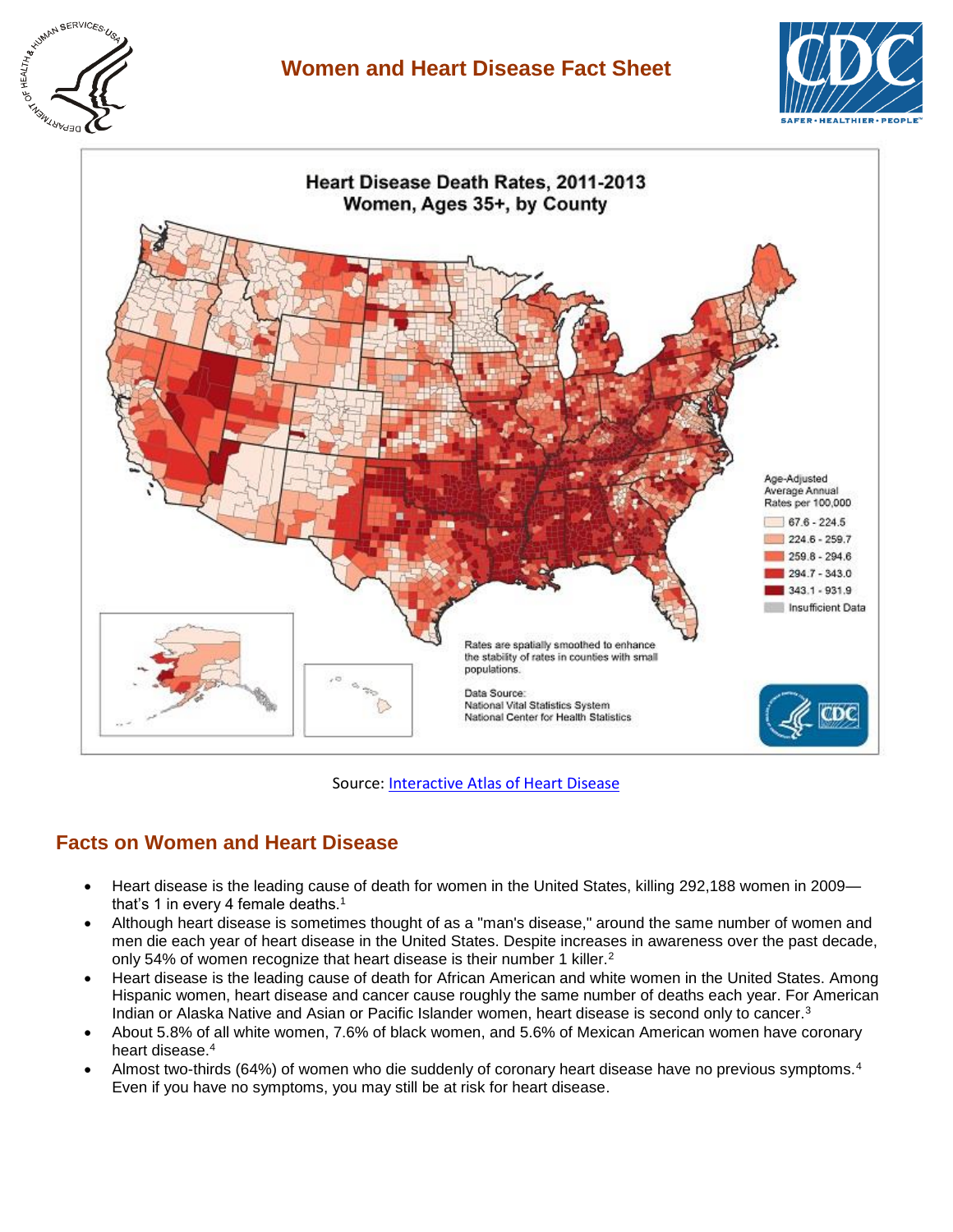# Women and Heart Disease Fact Sheet

**Heart Disease Death Rates, 2011-2013**
**Women, Ages 35+, by County**

Age-Adjusted Average Annual Rates per 100,000

- 67.6 - 224.5
- 224.6 - 259.7
- 259.8 - 294.6
- 294.7 - 343.0
- 343.1 - 931.9
- Insufficient Data

Rates are spatially smoothed to enhance the stability of rates in counties with small populations.

Data Source:
National Vital Statistics System
National Center for Health Statistics

Source: [Interactive Atlas of Heart Disease]()

## Facts on Women and Heart Disease

- Heart disease is the leading cause of death for women in the United States, killing 292,188 women in 2009—that's 1 in every 4 female deaths.[1]
- Although heart disease is sometimes thought of as a "man's disease," around the same number of women and men die each year of heart disease in the United States. Despite increases in awareness over the past decade, only 54% of women recognize that heart disease is their number 1 killer.[2]
- Heart disease is the leading cause of death for African American and white women in the United States. Among Hispanic women, heart disease and cancer cause roughly the same number of deaths each year. For American Indian or Alaska Native and Asian or Pacific Islander women, heart disease is second only to cancer.[3]
- About 5.8% of all white women, 7.6% of black women, and 5.6% of Mexican American women have coronary heart disease.[4]
- Almost two-thirds (64%) of women who die suddenly of coronary heart disease have no previous symptoms.[4] Even if you have no symptoms, you may still be at risk for heart disease.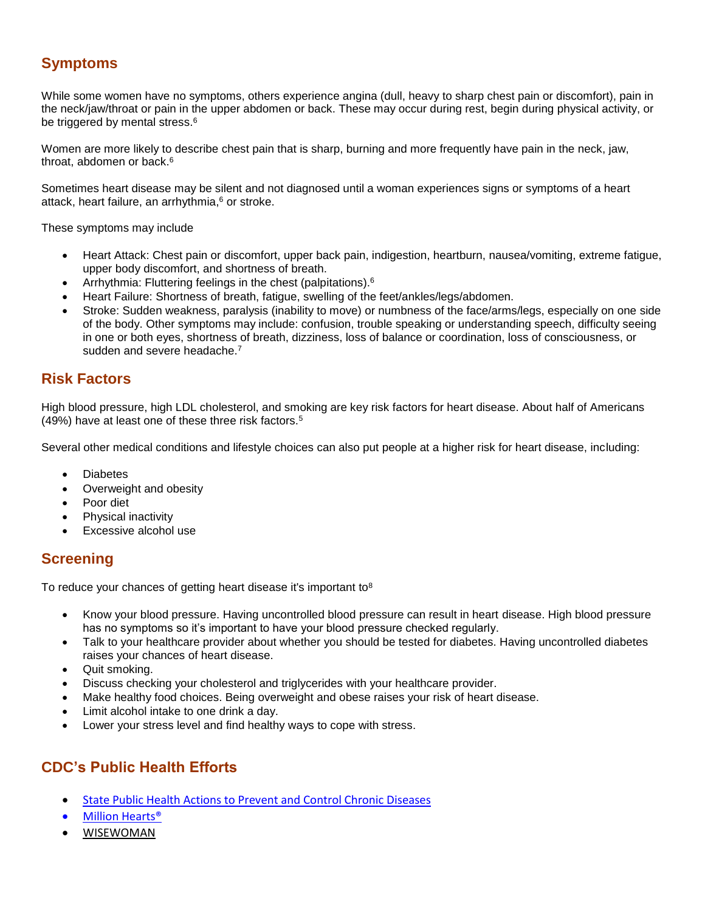## Symptoms

While some women have no symptoms, others experience angina (dull, heavy to sharp chest pain or discomfort), pain in the neck/jaw/throat or pain in the upper abdomen or back. These may occur during rest, begin during physical activity, or be triggered by mental stress.[6]

Women are more likely to describe chest pain that is sharp, burning and more frequently have pain in the neck, jaw, throat, abdomen or back.[6]

Sometimes heart disease may be silent and not diagnosed until a woman experiences signs or symptoms of a heart attack, heart failure, an arrhythmia,[6] or stroke.

These symptoms may include

- Heart Attack: Chest pain or discomfort, upper back pain, indigestion, heartburn, nausea/vomiting, extreme fatigue, upper body discomfort, and shortness of breath.
- Arrhythmia: Fluttering feelings in the chest (palpitations).[6]
- Heart Failure: Shortness of breath, fatigue, swelling of the feet/ankles/legs/abdomen.
- Stroke: Sudden weakness, paralysis (inability to move) or numbness of the face/arms/legs, especially on one side of the body. Other symptoms may include: confusion, trouble speaking or understanding speech, difficulty seeing in one or both eyes, shortness of breath, dizziness, loss of balance or coordination, loss of consciousness, or sudden and severe headache.[7]

## Risk Factors

High blood pressure, high LDL cholesterol, and smoking are key risk factors for heart disease. About half of Americans (49%) have at least one of these three risk factors.[5]

Several other medical conditions and lifestyle choices can also put people at a higher risk for heart disease, including:

- Diabetes
- Overweight and obesity
- Poor diet
- Physical inactivity
- Excessive alcohol use

## Screening

To reduce your chances of getting heart disease it's important to[8]

- Know your blood pressure. Having uncontrolled blood pressure can result in heart disease. High blood pressure has no symptoms so it's important to have your blood pressure checked regularly.
- Talk to your healthcare provider about whether you should be tested for diabetes. Having uncontrolled diabetes raises your chances of heart disease.
- Quit smoking.
- Discuss checking your cholesterol and triglycerides with your healthcare provider.
- Make healthy food choices. Being overweight and obese raises your risk of heart disease.
- Limit alcohol intake to one drink a day.
- Lower your stress level and find healthy ways to cope with stress.

## CDC's Public Health Efforts

- State Public Health Actions to Prevent and Control Chronic Diseases
- Million Hearts®
- WISEWOMAN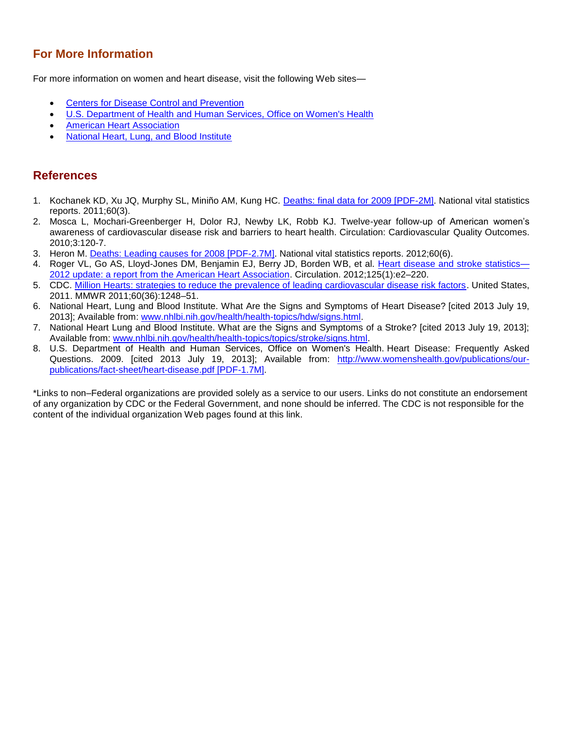## For More Information

For more information on women and heart disease, visit the following Web sites—

- Centers for Disease Control and Prevention
- U.S. Department of Health and Human Services, Office on Women's Health
- American Heart Association
- National Heart, Lung, and Blood Institute

## References

1. Kochanek KD, Xu JQ, Murphy SL, Miniño AM, Kung HC. Deaths: final data for 2009 [PDF-2M]. National vital statistics reports. 2011;60(3).
2. Mosca L, Mochari-Greenberger H, Dolor RJ, Newby LK, Robb KJ. Twelve-year follow-up of American women's awareness of cardiovascular disease risk and barriers to heart health. Circulation: Cardiovascular Quality Outcomes. 2010;3:120-7.
3. Heron M. Deaths: Leading causes for 2008 [PDF-2.7M]. National vital statistics reports. 2012;60(6).
4. Roger VL, Go AS, Lloyd-Jones DM, Benjamin EJ, Berry JD, Borden WB, et al. Heart disease and stroke statistics—2012 update: a report from the American Heart Association. Circulation. 2012;125(1):e2–220.
5. CDC. Million Hearts: strategies to reduce the prevalence of leading cardiovascular disease risk factors. United States, 2011. MMWR 2011;60(36):1248–51.
6. National Heart, Lung and Blood Institute. What Are the Signs and Symptoms of Heart Disease? [cited 2013 July 19, 2013]; Available from: www.nhlbi.nih.gov/health/health-topics/hdw/signs.html.
7. National Heart Lung and Blood Institute. What are the Signs and Symptoms of a Stroke? [cited 2013 July 19, 2013]; Available from: www.nhlbi.nih.gov/health/health-topics/topics/stroke/signs.html.
8. U.S. Department of Health and Human Services, Office on Women's Health. Heart Disease: Frequently Asked Questions. 2009. [cited 2013 July 19, 2013]; Available from: http://www.womenshealth.gov/publications/our-publications/fact-sheet/heart-disease.pdf [PDF-1.7M].

*Links to non–Federal organizations are provided solely as a service to our users. Links do not constitute an endorsement of any organization by CDC or the Federal Government, and none should be inferred. The CDC is not responsible for the content of the individual organization Web pages found at this link.